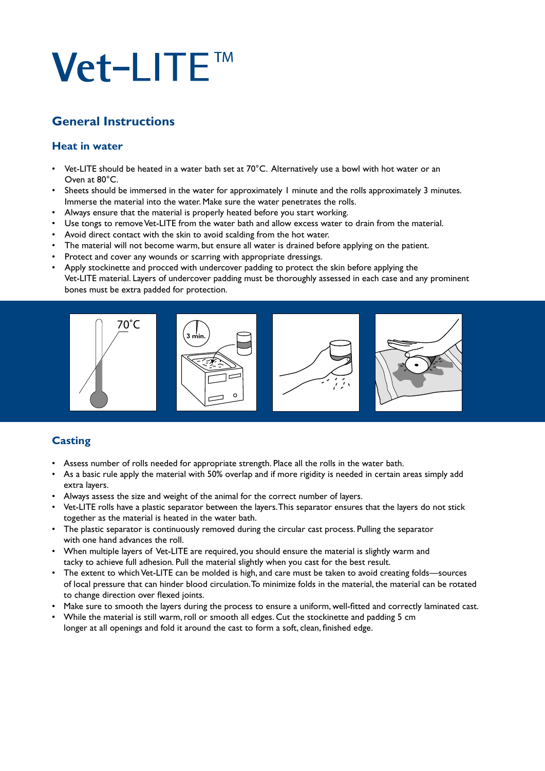# Vet-LITE™

## General Instructions

### Heat in water

- Vet-LITE should be heated in a water bath set at 70°C. Alternatively use a bowl with hot water or an Oven at 80°C.
- Sheets should be immersed in the water for approximately 1 minute and the rolls approximately 3 minutes. Immerse the material into the water. Make sure the water penetrates the rolls.
- Always ensure that the material is properly heated before you start working.
- Use tongs to remove Vet-LITE from the water bath and allow excess water to drain from the material.
- Avoid direct contact with the skin to avoid scalding from the hot water.
- The material will not become warm, but ensure all water is drained before applying on the patient.
- Protect and cover any wounds or scarring with appropriate dressings.
- Apply stockinette and procced with undercover padding to protect the skin before applying the Vet-LITE material. Layers of undercover padding must be thoroughly assessed in each case and any prominent bones must be extra padded for protection.

70°C

3 min.

### Casting

- Assess number of rolls needed for appropriate strength. Place all the rolls in the water bath.
- As a basic rule apply the material with 50% overlap and if more rigidity is needed in certain areas simply add extra layers.
- Always assess the size and weight of the animal for the correct number of layers.
- Vet-LITE rolls have a plastic separator between the layers. This separator ensures that the layers do not stick together as the material is heated in the water bath.
- The plastic separator is continuously removed during the circular cast process. Pulling the separator with one hand advances the roll.
- When multiple layers of Vet-LITE are required, you should ensure the material is slightly warm and tacky to achieve full adhesion. Pull the material slightly when you cast for the best result.
- The extent to which Vet-LITE can be molded is high, and care must be taken to avoid creating folds—sources of local pressure that can hinder blood circulation. To minimize folds in the material, the material can be rotated to change direction over flexed joints.
- Make sure to smooth the layers during the process to ensure a uniform, well-fitted and correctly laminated cast.
- While the material is still warm, roll or smooth all edges. Cut the stockinette and padding 5 cm longer at all openings and fold it around the cast to form a soft, clean, finished edge.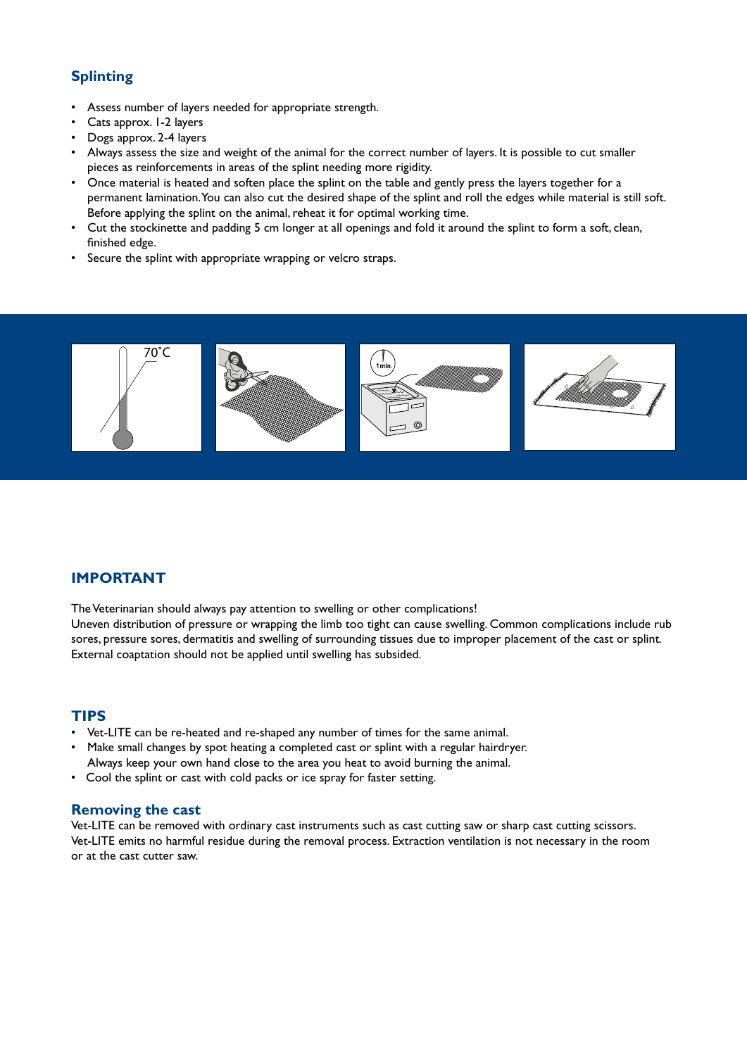## Splinting

- Assess number of layers needed for appropriate strength.
- Cats approx. 1-2 layers
- Dogs approx. 2-4 layers
- Always assess the size and weight of the animal for the correct number of layers. It is possible to cut smaller pieces as reinforcements in areas of the splint needing more rigidity.
- Once material is heated and soften place the splint on the table and gently press the layers together for a permanent lamination. You can also cut the desired shape of the splint and roll the edges while material is still soft. Before applying the splint on the animal, reheat it for optimal working time.
- Cut the stockinette and padding 5 cm longer at all openings and fold it around the splint to form a soft, clean, finished edge.
- Secure the splint with appropriate wrapping or velcro straps.

70˚C

1 min.

## IMPORTANT

The Veterinarian should always pay attention to swelling or other complications!
Uneven distribution of pressure or wrapping the limb too tight can cause swelling. Common complications include rub sores, pressure sores, dermatitis and swelling of surrounding tissues due to improper placement of the cast or splint. External coaptation should not be applied until swelling has subsided.

## TIPS

- Vet-LITE can be re-heated and re-shaped any number of times for the same animal.
- Make small changes by spot heating a completed cast or splint with a regular hairdryer. Always keep your own hand close to the area you heat to avoid burning the animal.
- Cool the splint or cast with cold packs or ice spray for faster setting.

## Removing the cast

Vet-LITE can be removed with ordinary cast instruments such as cast cutting saw or sharp cast cutting scissors. Vet-LITE emits no harmful residue during the removal process. Extraction ventilation is not necessary in the room or at the cast cutter saw.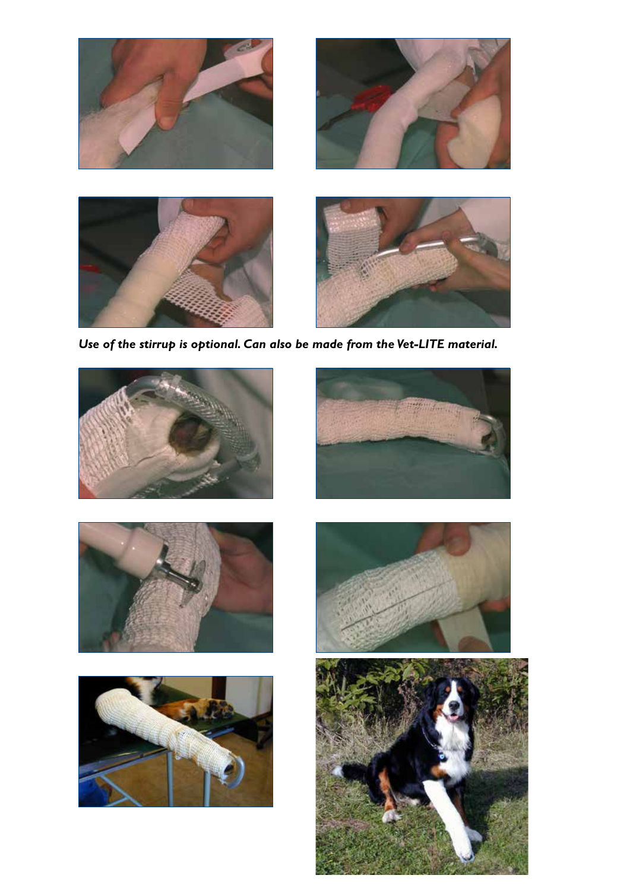*Use of the stirrup is optional. Can also be made from the Vet-LITE material.*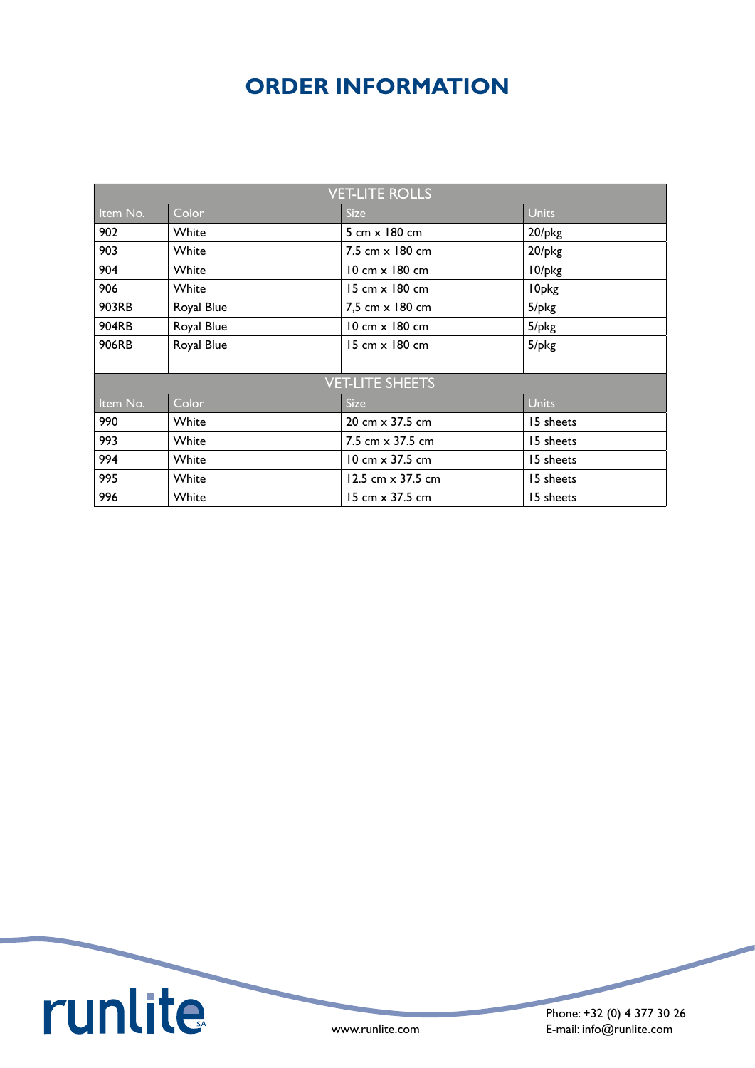# ORDER INFORMATION

| VET-LITE ROLLS | | | |
|---|---|---|---|
| Item No. | Color | Size | Units |
| 902 | White | 5 cm x 180 cm | 20/pkg |
| 903 | White | 7.5 cm x 180 cm | 20/pkg |
| 904 | White | 10 cm x 180 cm | 10/pkg |
| 906 | White | 15 cm x 180 cm | 10pkg |
| 903RB | Royal Blue | 7,5 cm x 180 cm | 5/pkg |
| 904RB | Royal Blue | 10 cm x 180 cm | 5/pkg |
| 906RB | Royal Blue | 15 cm x 180 cm | 5/pkg |
| | | | |
| VET-LITE SHEETS | | | |
| Item No. | Color | Size | Units |
| 990 | White | 20 cm x 37.5 cm | 15 sheets |
| 993 | White | 7.5 cm x 37.5 cm | 15 sheets |
| 994 | White | 10 cm x 37.5 cm | 15 sheets |
| 995 | White | 12.5 cm x 37.5 cm | 15 sheets |
| 996 | White | 15 cm x 37.5 cm | 15 sheets |

runlite SA

www.runlite.com

Phone: +32 (0) 4 377 30 26
E-mail: info@runlite.com